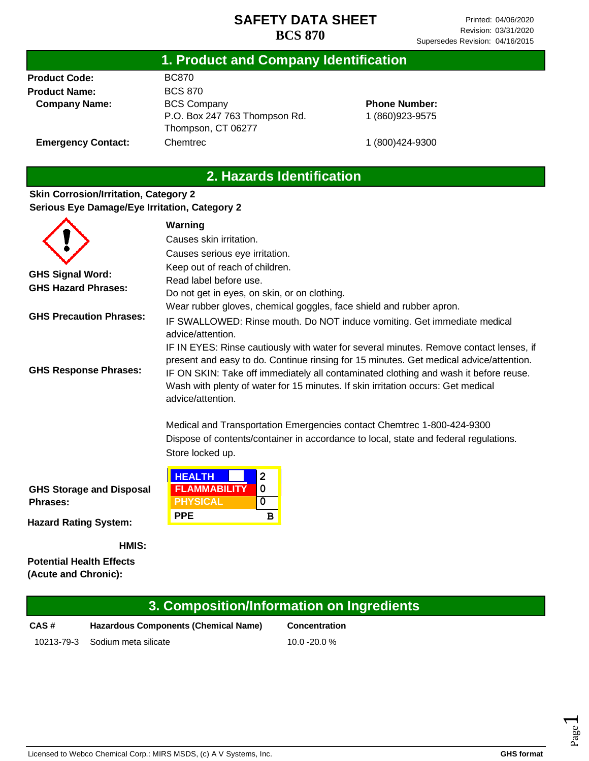# SAFETY DATA SHEET
# BCS 870

Printed: 04/06/2020
Revision: 03/31/2020
Supersedes Revision: 04/16/2015

## 1. Product and Company Identification

| | | |
|---|---|---|
| **Product Code:** | BC870 | |
| **Product Name:** | BCS 870 | |
| **Company Name:** | BCS Company<br>P.O. Box 247 763 Thompson Rd.<br>Thompson, CT 06277 | **Phone Number:**<br>1 (860)923-9575 |
| **Emergency Contact:** | Chemtrec | 1 (800)424-9300 |

## 2. Hazards Identification

**Skin Corrosion/Irritation, Category 2**
**Serious Eye Damage/Eye Irritation, Category 2**

**GHS Signal Word:** **Warning**

**GHS Hazard Phrases:**
Causes skin irritation.
Causes serious eye irritation.

**GHS Precaution Phrases:**
Keep out of reach of children.
Read label before use.
Do not get in eyes, on skin, or on clothing.
Wear rubber gloves, chemical goggles, face shield and rubber apron.

**GHS Response Phrases:**
IF SWALLOWED: Rinse mouth. Do NOT induce vomiting. Get immediate medical advice/attention.
IF IN EYES: Rinse cautiously with water for several minutes. Remove contact lenses, if present and easy to do. Continue rinsing for 15 minutes. Get medical advice/attention.
IF ON SKIN: Take off immediately all contaminated clothing and wash it before reuse. Wash with plenty of water for 15 minutes. If skin irritation occurs: Get medical advice/attention.

Medical and Transportation Emergencies contact Chemtrec 1-800-424-9300

**GHS Storage and Disposal Phrases:**
Dispose of contents/container in accordance to local, state and federal regulations.
Store locked up.

**Hazard Rating System:**

**HMIS:**

| | |
|---|---|
| HEALTH | 2 |
| FLAMMABILITY | 0 |
| PHYSICAL | 0 |
| PPE | B |

**Potential Health Effects (Acute and Chronic):**

## 3. Composition/Information on Ingredients

| CAS # | Hazardous Components (Chemical Name) | Concentration |
|---|---|---|
| 10213-79-3 | Sodium meta silicate | 10.0 -20.0 % |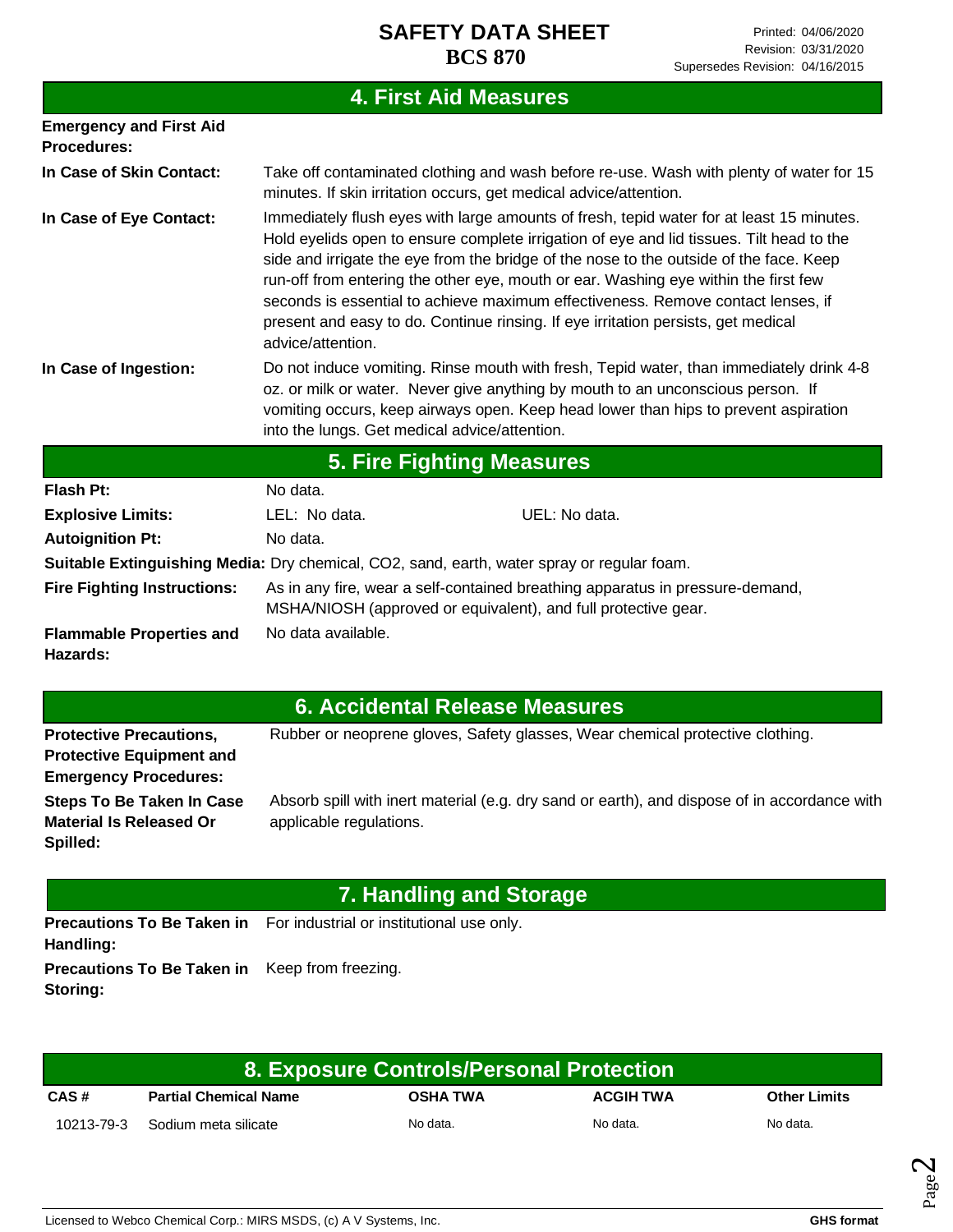## 4. First Aid Measures

**Emergency and First Aid Procedures:**

**In Case of Skin Contact:** Take off contaminated clothing and wash before re-use. Wash with plenty of water for 15 minutes. If skin irritation occurs, get medical advice/attention.

**In Case of Eye Contact:** Immediately flush eyes with large amounts of fresh, tepid water for at least 15 minutes. Hold eyelids open to ensure complete irrigation of eye and lid tissues. Tilt head to the side and irrigate the eye from the bridge of the nose to the outside of the face. Keep run-off from entering the other eye, mouth or ear. Washing eye within the first few seconds is essential to achieve maximum effectiveness. Remove contact lenses, if present and easy to do. Continue rinsing. If eye irritation persists, get medical advice/attention.

**In Case of Ingestion:** Do not induce vomiting. Rinse mouth with fresh, Tepid water, than immediately drink 4-8 oz. or milk or water. Never give anything by mouth to an unconscious person. If vomiting occurs, keep airways open. Keep head lower than hips to prevent aspiration into the lungs. Get medical advice/attention.

## 5. Fire Fighting Measures

**Flash Pt:** No data.

**Explosive Limits:** LEL: No data. UEL: No data.

**Autoignition Pt:** No data.

**Suitable Extinguishing Media:** Dry chemical, CO2, sand, earth, water spray or regular foam.

**Fire Fighting Instructions:** As in any fire, wear a self-contained breathing apparatus in pressure-demand, MSHA/NIOSH (approved or equivalent), and full protective gear.

**Flammable Properties and Hazards:** No data available.

## 6. Accidental Release Measures

**Protective Precautions, Protective Equipment and Emergency Procedures:** Rubber or neoprene gloves, Safety glasses, Wear chemical protective clothing.

**Steps To Be Taken In Case Material Is Released Or Spilled:** Absorb spill with inert material (e.g. dry sand or earth), and dispose of in accordance with applicable regulations.

## 7. Handling and Storage

**Precautions To Be Taken in Handling:** For industrial or institutional use only.

**Precautions To Be Taken in Storing:** Keep from freezing.

## 8. Exposure Controls/Personal Protection

| CAS # | Partial Chemical Name | OSHA TWA | ACGIH TWA | Other Limits |
|---|---|---|---|---|
| 10213-79-3 | Sodium meta silicate | No data. | No data. | No data. |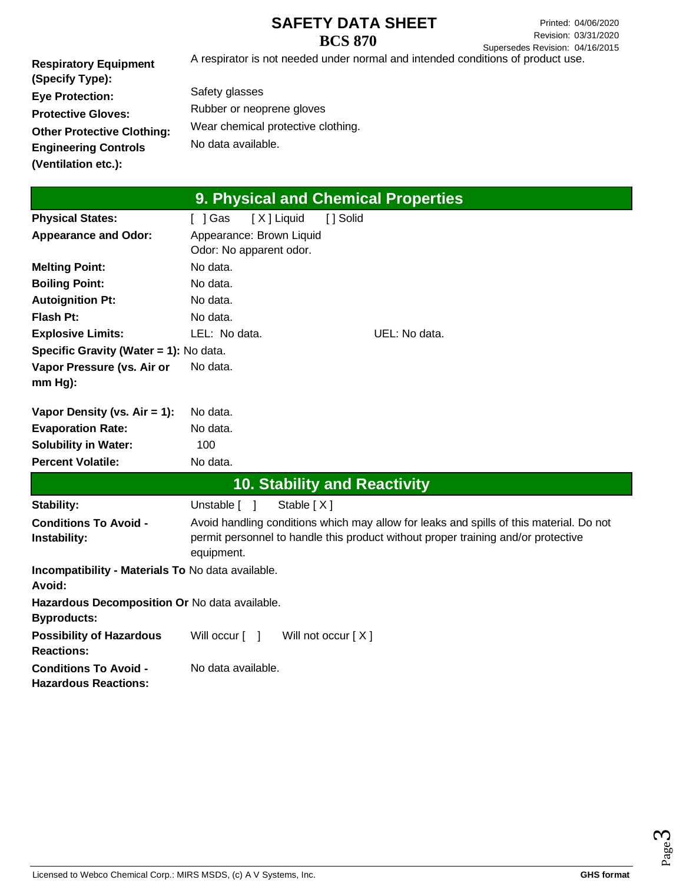| | |
|---|---|
| **Respiratory Equipment (Specify Type):** | A respirator is not needed under normal and intended conditions of product use. |
| **Eye Protection:** | Safety glasses |
| **Protective Gloves:** | Rubber or neoprene gloves |
| **Other Protective Clothing:** | Wear chemical protective clothing. |
| **Engineering Controls (Ventilation etc.):** | No data available. |

## 9. Physical and Chemical Properties

| | |
|---|---|
| **Physical States:** | [ ] Gas [ X ] Liquid [ ] Solid |
| **Appearance and Odor:** | Appearance: Brown Liquid<br>Odor: No apparent odor. |
| **Melting Point:** | No data. |
| **Boiling Point:** | No data. |
| **Autoignition Pt:** | No data. |
| **Flash Pt:** | No data. |
| **Explosive Limits:** | LEL: No data. UEL: No data. |
| **Specific Gravity (Water = 1):** | No data. |
| **Vapor Pressure (vs. Air or mm Hg):** | No data. |
| **Vapor Density (vs. Air = 1):** | No data. |
| **Evaporation Rate:** | No data. |
| **Solubility in Water:** | 100 |
| **Percent Volatile:** | No data. |

## 10. Stability and Reactivity

| | |
|---|---|
| **Stability:** | Unstable [ ] Stable [ X ] |
| **Conditions To Avoid - Instability:** | Avoid handling conditions which may allow for leaks and spills of this material. Do not permit personnel to handle this product without proper training and/or protective equipment. |
| **Incompatibility - Materials To Avoid:** | No data available. |
| **Hazardous Decomposition Or Byproducts:** | No data available. |
| **Possibility of Hazardous Reactions:** | Will occur [ ] Will not occur [ X ] |
| **Conditions To Avoid - Hazardous Reactions:** | No data available. |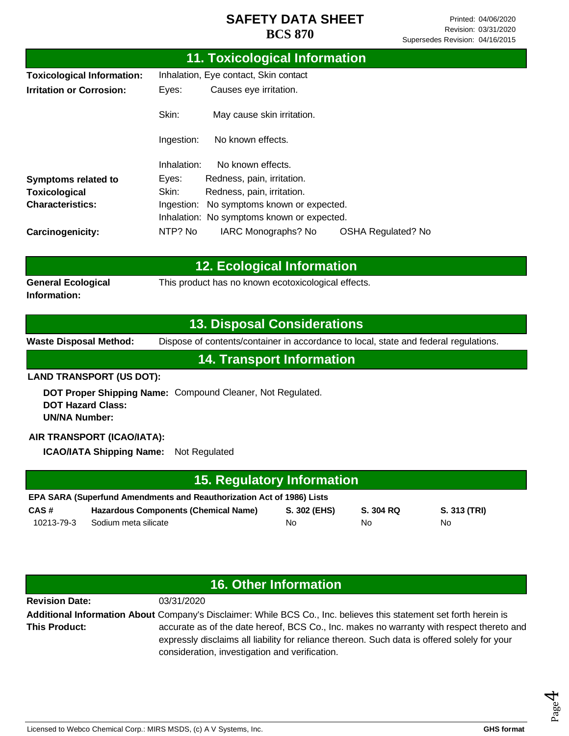# SAFETY DATA SHEET
## BCS 870

Printed: 04/06/2020
Revision: 03/31/2020
Supersedes Revision: 04/16/2015

## 11. Toxicological Information

**Toxicological Information:** Inhalation, Eye contact, Skin contact

**Irritation or Corrosion:**
- Eyes: Causes eye irritation.
- Skin: May cause skin irritation.
- Ingestion: No known effects.
- Inhalation: No known effects.

**Symptoms related to Toxicological Characteristics:**
- Eyes: Redness, pain, irritation.
- Skin: Redness, pain, irritation.
- Ingestion: No symptoms known or expected.
- Inhalation: No symptoms known or expected.

**Carcinogenicity:** NTP? No IARC Monographs? No OSHA Regulated? No

## 12. Ecological Information

**General Ecological Information:** This product has no known ecotoxicological effects.

## 13. Disposal Considerations

**Waste Disposal Method:** Dispose of contents/container in accordance to local, state and federal regulations.

## 14. Transport Information

**LAND TRANSPORT (US DOT):**

**DOT Proper Shipping Name:** Compound Cleaner, Not Regulated.
**DOT Hazard Class:**
**UN/NA Number:**

**AIR TRANSPORT (ICAO/IATA):**

**ICAO/IATA Shipping Name:** Not Regulated

## 15. Regulatory Information

**EPA SARA (Superfund Amendments and Reauthorization Act of 1986) Lists**

| CAS # | Hazardous Components (Chemical Name) | S. 302 (EHS) | S. 304 RQ | S. 313 (TRI) |
|---|---|---|---|---|
| 10213-79-3 | Sodium meta silicate | No | No | No |

## 16. Other Information

**Revision Date:** 03/31/2020

**Additional Information About This Product:** Company's Disclaimer: While BCS Co., Inc. believes this statement set forth herein is accurate as of the date hereof, BCS Co., Inc. makes no warranty with respect thereto and expressly disclaims all liability for reliance thereon. Such data is offered solely for your consideration, investigation and verification.

Licensed to Webco Chemical Corp.: MIRS MSDS, (c) A V Systems, Inc. GHS format